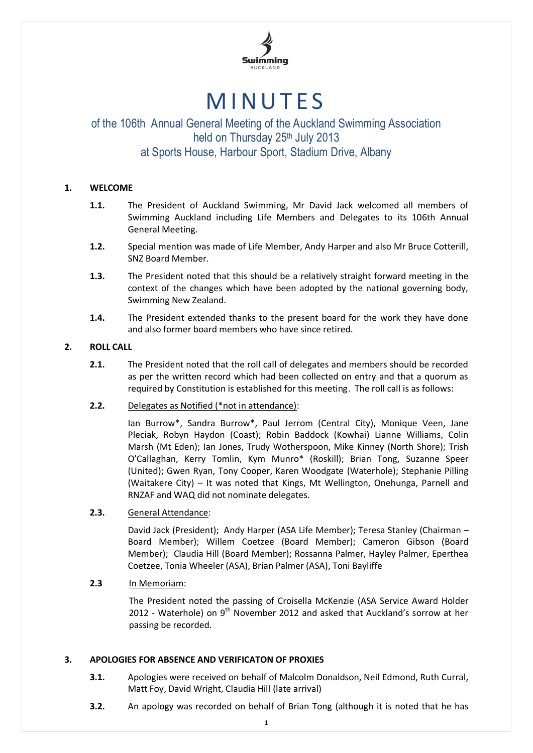Swimming
AUCKLAND

# MINUTES

of the 106th Annual General Meeting of the Auckland Swimming Association
held on Thursday 25th July 2013
at Sports House, Harbour Sport, Stadium Drive, Albany

## 1. WELCOME

**1.1.** The President of Auckland Swimming, Mr David Jack welcomed all members of Swimming Auckland including Life Members and Delegates to its 106th Annual General Meeting.

**1.2.** Special mention was made of Life Member, Andy Harper and also Mr Bruce Cotterill, SNZ Board Member.

**1.3.** The President noted that this should be a relatively straight forward meeting in the context of the changes which have been adopted by the national governing body, Swimming New Zealand.

**1.4.** The President extended thanks to the present board for the work they have done and also former board members who have since retired.

## 2. ROLL CALL

**2.1.** The President noted that the roll call of delegates and members should be recorded as per the written record which had been collected on entry and that a quorum as required by Constitution is established for this meeting. The roll call is as follows:

**2.2.** Delegates as Notified (*not in attendance):

Ian Burrow*, Sandra Burrow*, Paul Jerrom (Central City), Monique Veen, Jane Pleciak, Robyn Haydon (Coast); Robin Baddock (Kowhai) Lianne Williams, Colin Marsh (Mt Eden); Ian Jones, Trudy Wotherspoon, Mike Kinney (North Shore); Trish O'Callaghan, Kerry Tomlin, Kym Munro* (Roskill); Brian Tong, Suzanne Speer (United); Gwen Ryan, Tony Cooper, Karen Woodgate (Waterhole); Stephanie Pilling (Waitakere City) – It was noted that Kings, Mt Wellington, Onehunga, Parnell and RNZAF and WAQ did not nominate delegates.

**2.3.** General Attendance:

David Jack (President); Andy Harper (ASA Life Member); Teresa Stanley (Chairman – Board Member); Willem Coetzee (Board Member); Cameron Gibson (Board Member); Claudia Hill (Board Member); Rossanna Palmer, Hayley Palmer, Eperthea Coetzee, Tonia Wheeler (ASA), Brian Palmer (ASA), Toni Bayliffe

**2.3** In Memoriam:

The President noted the passing of Croisella McKenzie (ASA Service Award Holder 2012 - Waterhole) on 9th November 2012 and asked that Auckland's sorrow at her passing be recorded.

## 3. APOLOGIES FOR ABSENCE AND VERIFICATON OF PROXIES

**3.1.** Apologies were received on behalf of Malcolm Donaldson, Neil Edmond, Ruth Curral, Matt Foy, David Wright, Claudia Hill (late arrival)

**3.2.** An apology was recorded on behalf of Brian Tong (although it is noted that he has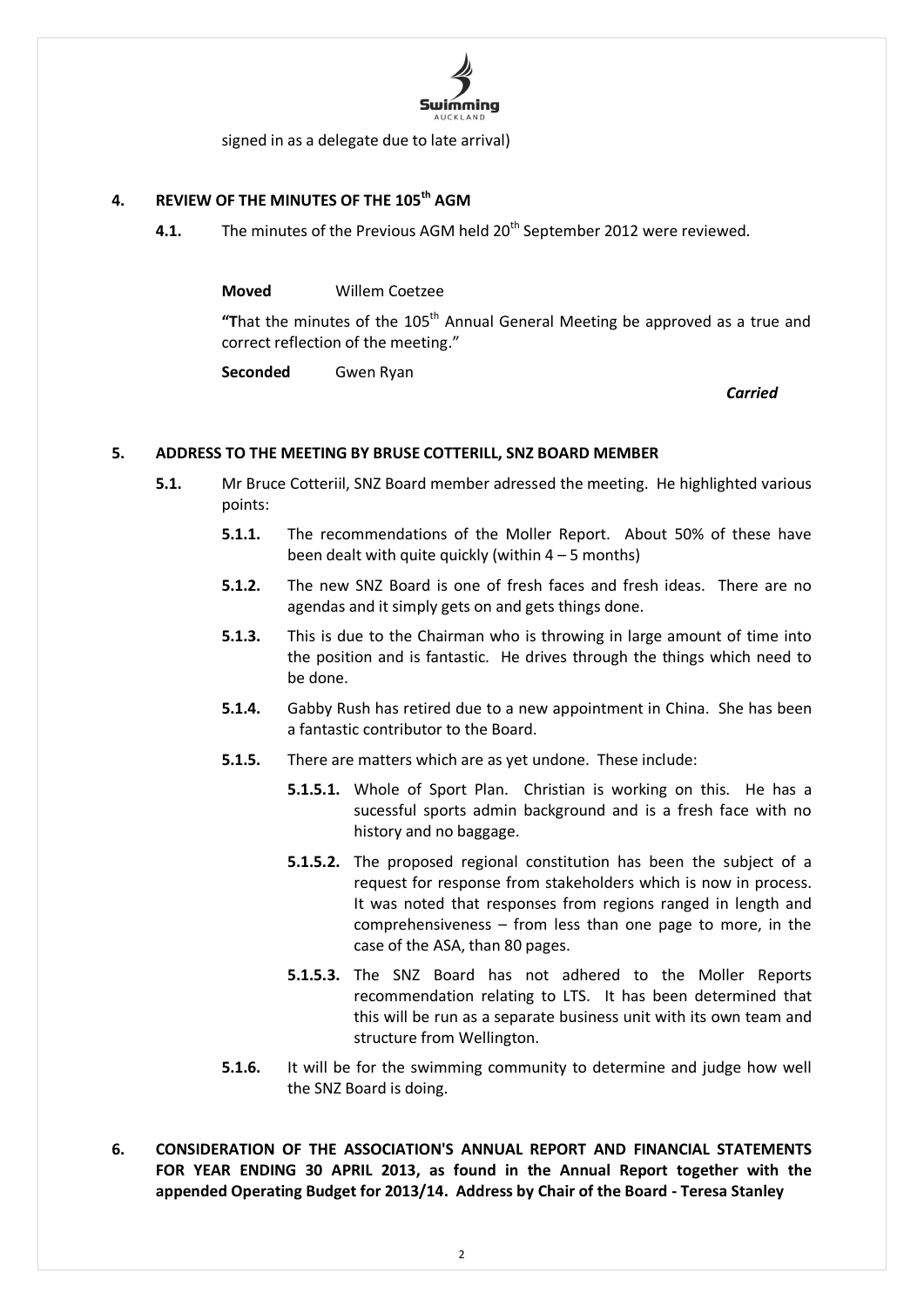signed in as a delegate due to late arrival)

## 4. REVIEW OF THE MINUTES OF THE 105th AGM

**4.1.** The minutes of the Previous AGM held 20th September 2012 were reviewed.

**Moved** Willem Coetzee

**"T**hat the minutes of the 105th Annual General Meeting be approved as a true and correct reflection of the meeting."

**Seconded** Gwen Ryan

***Carried***

## 5. ADDRESS TO THE MEETING BY BRUSE COTTERILL, SNZ BOARD MEMBER

**5.1.** Mr Bruce Cotteriil, SNZ Board member adressed the meeting. He highlighted various points:

**5.1.1.** The recommendations of the Moller Report. About 50% of these have been dealt with quite quickly (within 4 – 5 months)

**5.1.2.** The new SNZ Board is one of fresh faces and fresh ideas. There are no agendas and it simply gets on and gets things done.

**5.1.3.** This is due to the Chairman who is throwing in large amount of time into the position and is fantastic. He drives through the things which need to be done.

**5.1.4.** Gabby Rush has retired due to a new appointment in China. She has been a fantastic contributor to the Board.

**5.1.5.** There are matters which are as yet undone. These include:

**5.1.5.1.** Whole of Sport Plan. Christian is working on this. He has a sucessful sports admin background and is a fresh face with no history and no baggage.

**5.1.5.2.** The proposed regional constitution has been the subject of a request for response from stakeholders which is now in process. It was noted that responses from regions ranged in length and comprehensiveness – from less than one page to more, in the case of the ASA, than 80 pages.

**5.1.5.3.** The SNZ Board has not adhered to the Moller Reports recommendation relating to LTS. It has been determined that this will be run as a separate business unit with its own team and structure from Wellington.

**5.1.6.** It will be for the swimming community to determine and judge how well the SNZ Board is doing.

## 6. CONSIDERATION OF THE ASSOCIATION'S ANNUAL REPORT AND FINANCIAL STATEMENTS FOR YEAR ENDING 30 APRIL 2013, as found in the Annual Report together with the appended Operating Budget for 2013/14. Address by Chair of the Board - Teresa Stanley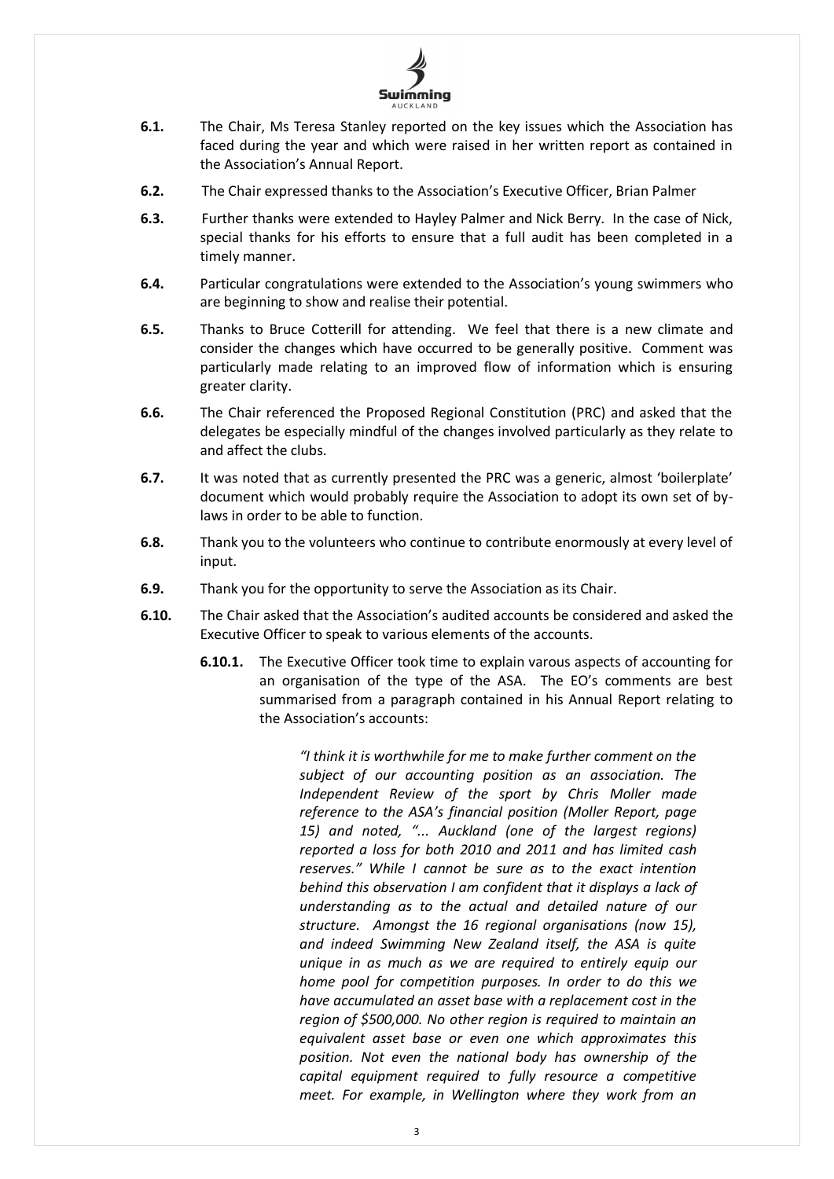**6.1.** The Chair, Ms Teresa Stanley reported on the key issues which the Association has faced during the year and which were raised in her written report as contained in the Association's Annual Report.

**6.2.** The Chair expressed thanks to the Association's Executive Officer, Brian Palmer

**6.3.** Further thanks were extended to Hayley Palmer and Nick Berry. In the case of Nick, special thanks for his efforts to ensure that a full audit has been completed in a timely manner.

**6.4.** Particular congratulations were extended to the Association's young swimmers who are beginning to show and realise their potential.

**6.5.** Thanks to Bruce Cotterill for attending. We feel that there is a new climate and consider the changes which have occurred to be generally positive. Comment was particularly made relating to an improved flow of information which is ensuring greater clarity.

**6.6.** The Chair referenced the Proposed Regional Constitution (PRC) and asked that the delegates be especially mindful of the changes involved particularly as they relate to and affect the clubs.

**6.7.** It was noted that as currently presented the PRC was a generic, almost 'boilerplate' document which would probably require the Association to adopt its own set of by-laws in order to be able to function.

**6.8.** Thank you to the volunteers who continue to contribute enormously at every level of input.

**6.9.** Thank you for the opportunity to serve the Association as its Chair.

**6.10.** The Chair asked that the Association's audited accounts be considered and asked the Executive Officer to speak to various elements of the accounts.

**6.10.1.** The Executive Officer took time to explain varous aspects of accounting for an organisation of the type of the ASA. The EO's comments are best summarised from a paragraph contained in his Annual Report relating to the Association's accounts:

> *"I think it is worthwhile for me to make further comment on the subject of our accounting position as an association. The Independent Review of the sport by Chris Moller made reference to the ASA's financial position (Moller Report, page 15) and noted, "... Auckland (one of the largest regions) reported a loss for both 2010 and 2011 and has limited cash reserves." While I cannot be sure as to the exact intention behind this observation I am confident that it displays a lack of understanding as to the actual and detailed nature of our structure. Amongst the 16 regional organisations (now 15), and indeed Swimming New Zealand itself, the ASA is quite unique in as much as we are required to entirely equip our home pool for competition purposes. In order to do this we have accumulated an asset base with a replacement cost in the region of $500,000. No other region is required to maintain an equivalent asset base or even one which approximates this position. Not even the national body has ownership of the capital equipment required to fully resource a competitive meet. For example, in Wellington where they work from an*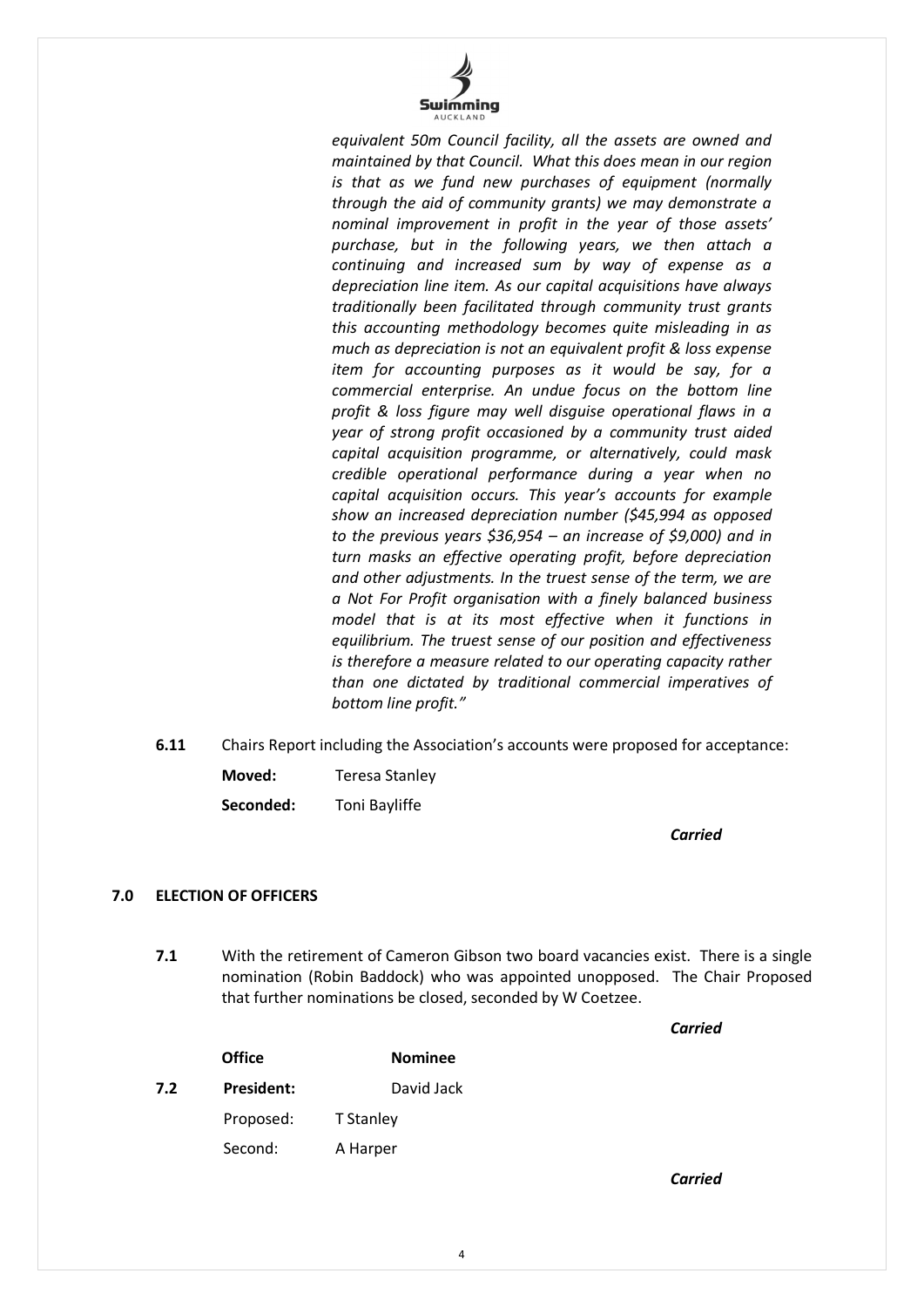*equivalent 50m Council facility, all the assets are owned and maintained by that Council. What this does mean in our region is that as we fund new purchases of equipment (normally through the aid of community grants) we may demonstrate a nominal improvement in profit in the year of those assets' purchase, but in the following years, we then attach a continuing and increased sum by way of expense as a depreciation line item. As our capital acquisitions have always traditionally been facilitated through community trust grants this accounting methodology becomes quite misleading in as much as depreciation is not an equivalent profit & loss expense item for accounting purposes as it would be say, for a commercial enterprise. An undue focus on the bottom line profit & loss figure may well disguise operational flaws in a year of strong profit occasioned by a community trust aided capital acquisition programme, or alternatively, could mask credible operational performance during a year when no capital acquisition occurs. This year's accounts for example show an increased depreciation number ($45,994 as opposed to the previous years $36,954 – an increase of $9,000) and in turn masks an effective operating profit, before depreciation and other adjustments. In the truest sense of the term, we are a Not For Profit organisation with a finely balanced business model that is at its most effective when it functions in equilibrium. The truest sense of our position and effectiveness is therefore a measure related to our operating capacity rather than one dictated by traditional commercial imperatives of bottom line profit."*

**6.11** Chairs Report including the Association's accounts were proposed for acceptance:

**Moved:** Teresa Stanley

**Seconded:** Toni Bayliffe

***Carried***

## 7.0 ELECTION OF OFFICERS

**7.1** With the retirement of Cameron Gibson two board vacancies exist. There is a single nomination (Robin Baddock) who was appointed unopposed. The Chair Proposed that further nominations be closed, seconded by W Coetzee.

***Carried***

| | Office | Nominee |
|---|---|---|
| **7.2** | **President:** | David Jack |
| | Proposed: | T Stanley |
| | Second: | A Harper |

***Carried***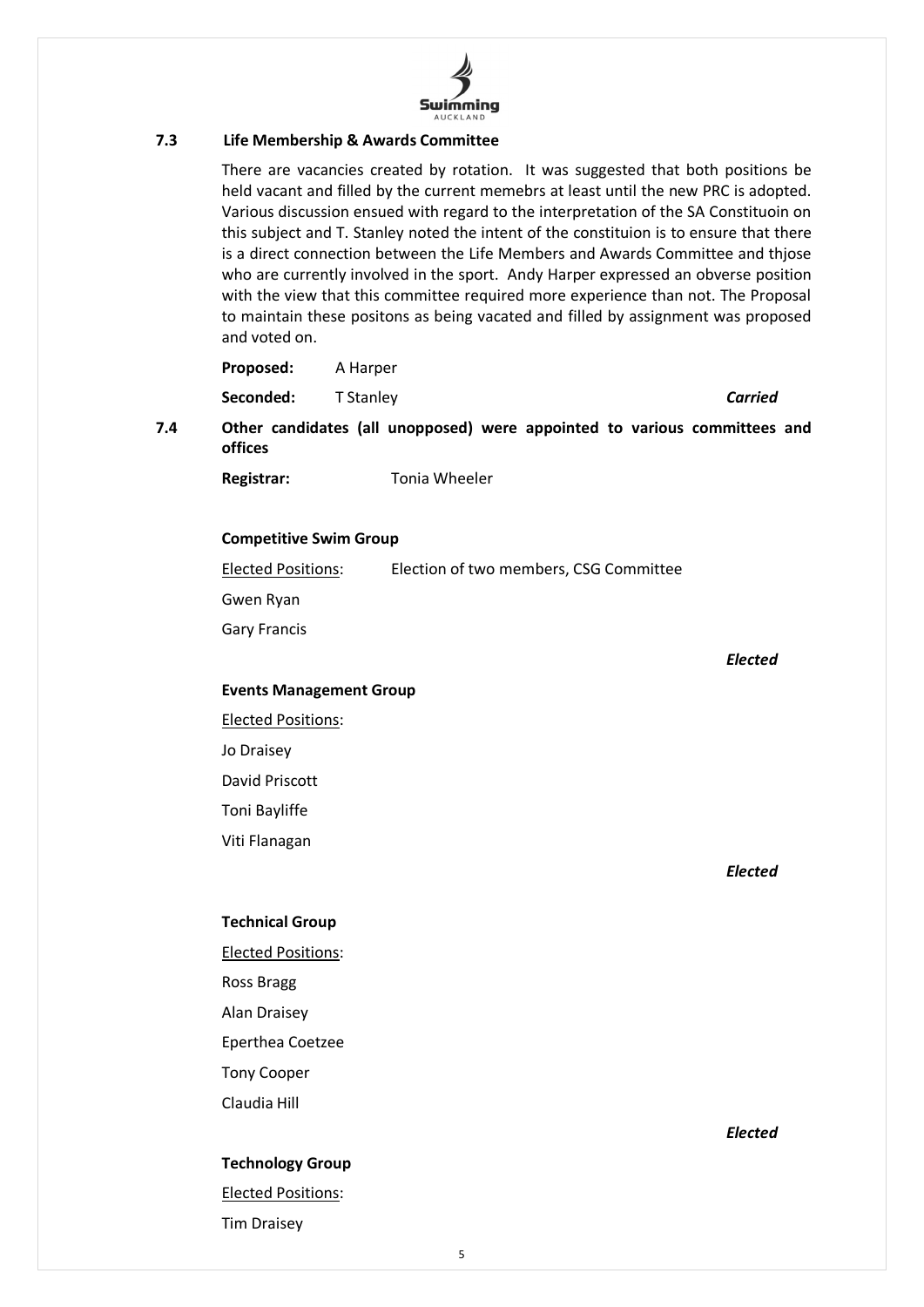### 7.3 Life Membership & Awards Committee

There are vacancies created by rotation. It was suggested that both positions be held vacant and filled by the current memebrs at least until the new PRC is adopted. Various discussion ensued with regard to the interpretation of the SA Constituoin on this subject and T. Stanley noted the intent of the constituion is to ensure that there is a direct connection between the Life Members and Awards Committee and thjose who are currently involved in the sport. Andy Harper expressed an obverse position with the view that this committee required more experience than not. The Proposal to maintain these positons as being vacated and filled by assignment was proposed and voted on.

**Proposed:** A Harper

**Seconded:** T Stanley ***Carried***

### 7.4 Other candidates (all unopposed) were appointed to various committees and offices

**Registrar:** Tonia Wheeler

**Competitive Swim Group**

Elected Positions: Election of two members, CSG Committee

Gwen Ryan

Gary Francis

***Elected***

**Events Management Group**

Elected Positions:

Jo Draisey

David Priscott

Toni Bayliffe

Viti Flanagan

***Elected***

**Technical Group**

Elected Positions:

Ross Bragg

Alan Draisey

Eperthea Coetzee

Tony Cooper

Claudia Hill

***Elected***

**Technology Group**

Elected Positions:

Tim Draisey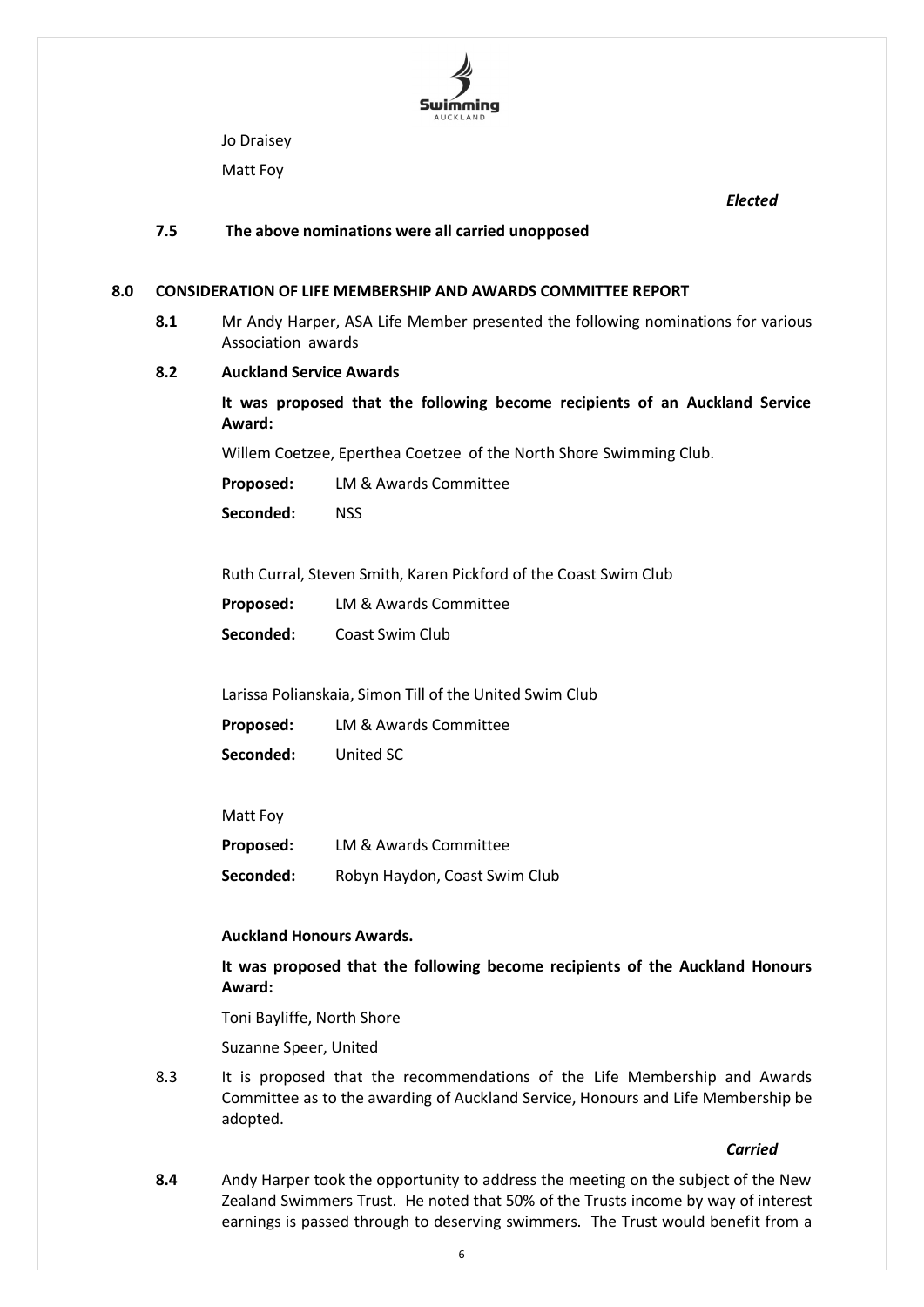Jo Draisey

Matt Foy

*Elected*

**7.5 The above nominations were all carried unopposed**

## 8.0 CONSIDERATION OF LIFE MEMBERSHIP AND AWARDS COMMITTEE REPORT

**8.1** Mr Andy Harper, ASA Life Member presented the following nominations for various Association awards

**8.2 Auckland Service Awards**

**It was proposed that the following become recipients of an Auckland Service Award:**

Willem Coetzee, Eperthea Coetzee of the North Shore Swimming Club.

**Proposed:** LM & Awards Committee

**Seconded:** NSS

Ruth Curral, Steven Smith, Karen Pickford of the Coast Swim Club

**Proposed:** LM & Awards Committee

**Seconded:** Coast Swim Club

Larissa Polianskaia, Simon Till of the United Swim Club

**Proposed:** LM & Awards Committee

**Seconded:** United SC

Matt Foy

**Proposed:** LM & Awards Committee

**Seconded:** Robyn Haydon, Coast Swim Club

**Auckland Honours Awards.**

**It was proposed that the following become recipients of the Auckland Honours Award:**

Toni Bayliffe, North Shore

Suzanne Speer, United

8.3 It is proposed that the recommendations of the Life Membership and Awards Committee as to the awarding of Auckland Service, Honours and Life Membership be adopted.

*Carried*

**8.4** Andy Harper took the opportunity to address the meeting on the subject of the New Zealand Swimmers Trust. He noted that 50% of the Trusts income by way of interest earnings is passed through to deserving swimmers. The Trust would benefit from a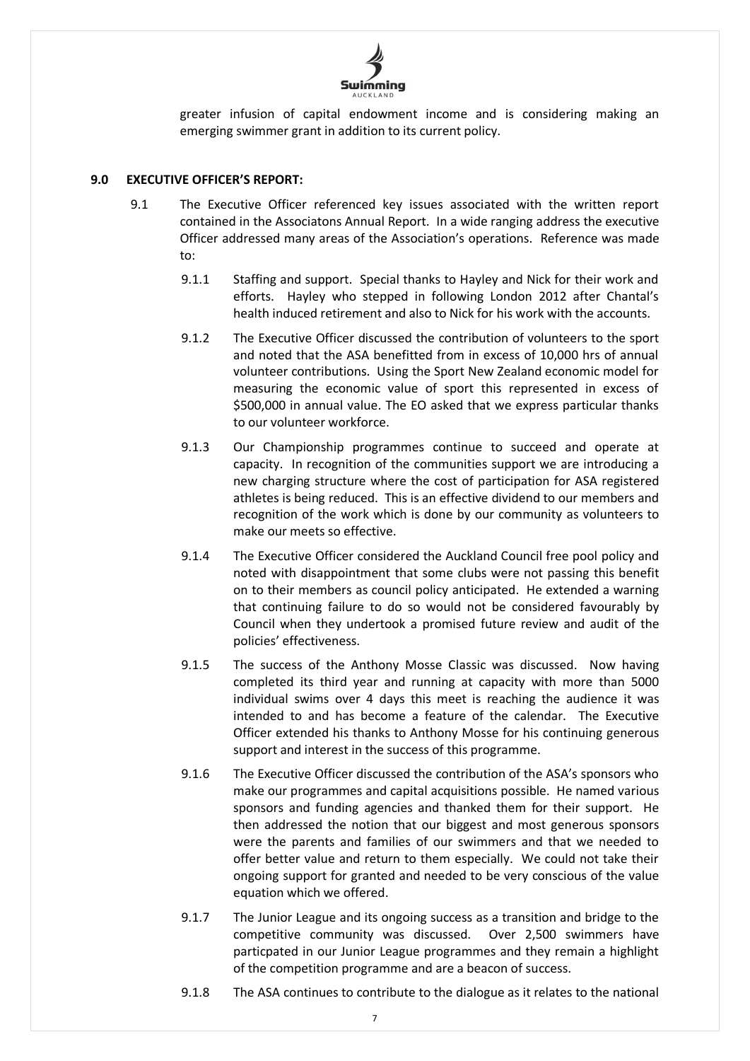greater infusion of capital endowment income and is considering making an emerging swimmer grant in addition to its current policy.

## 9.0 EXECUTIVE OFFICER'S REPORT:

9.1 The Executive Officer referenced key issues associated with the written report contained in the Associatons Annual Report. In a wide ranging address the executive Officer addressed many areas of the Association's operations. Reference was made to:

9.1.1 Staffing and support. Special thanks to Hayley and Nick for their work and efforts. Hayley who stepped in following London 2012 after Chantal's health induced retirement and also to Nick for his work with the accounts.

9.1.2 The Executive Officer discussed the contribution of volunteers to the sport and noted that the ASA benefitted from in excess of 10,000 hrs of annual volunteer contributions. Using the Sport New Zealand economic model for measuring the economic value of sport this represented in excess of $500,000 in annual value. The EO asked that we express particular thanks to our volunteer workforce.

9.1.3 Our Championship programmes continue to succeed and operate at capacity. In recognition of the communities support we are introducing a new charging structure where the cost of participation for ASA registered athletes is being reduced. This is an effective dividend to our members and recognition of the work which is done by our community as volunteers to make our meets so effective.

9.1.4 The Executive Officer considered the Auckland Council free pool policy and noted with disappointment that some clubs were not passing this benefit on to their members as council policy anticipated. He extended a warning that continuing failure to do so would not be considered favourably by Council when they undertook a promised future review and audit of the policies' effectiveness.

9.1.5 The success of the Anthony Mosse Classic was discussed. Now having completed its third year and running at capacity with more than 5000 individual swims over 4 days this meet is reaching the audience it was intended to and has become a feature of the calendar. The Executive Officer extended his thanks to Anthony Mosse for his continuing generous support and interest in the success of this programme.

9.1.6 The Executive Officer discussed the contribution of the ASA's sponsors who make our programmes and capital acquisitions possible. He named various sponsors and funding agencies and thanked them for their support. He then addressed the notion that our biggest and most generous sponsors were the parents and families of our swimmers and that we needed to offer better value and return to them especially. We could not take their ongoing support for granted and needed to be very conscious of the value equation which we offered.

9.1.7 The Junior League and its ongoing success as a transition and bridge to the competitive community was discussed. Over 2,500 swimmers have particpated in our Junior League programmes and they remain a highlight of the competition programme and are a beacon of success.

9.1.8 The ASA continues to contribute to the dialogue as it relates to the national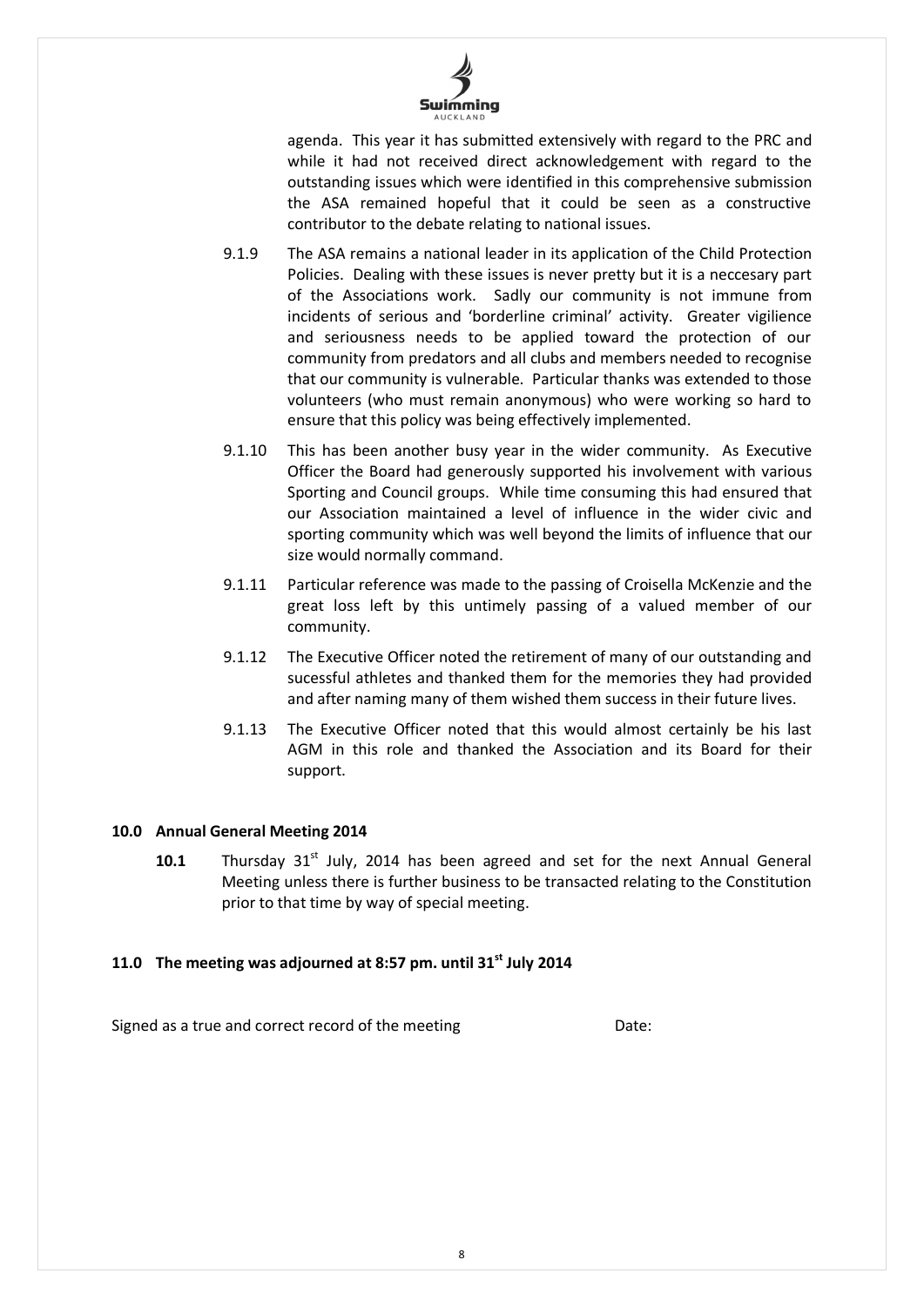agenda. This year it has submitted extensively with regard to the PRC and while it had not received direct acknowledgement with regard to the outstanding issues which were identified in this comprehensive submission the ASA remained hopeful that it could be seen as a constructive contributor to the debate relating to national issues.

9.1.9 The ASA remains a national leader in its application of the Child Protection Policies. Dealing with these issues is never pretty but it is a neccesary part of the Associations work. Sadly our community is not immune from incidents of serious and 'borderline criminal' activity. Greater vigilience and seriousness needs to be applied toward the protection of our community from predators and all clubs and members needed to recognise that our community is vulnerable. Particular thanks was extended to those volunteers (who must remain anonymous) who were working so hard to ensure that this policy was being effectively implemented.

9.1.10 This has been another busy year in the wider community. As Executive Officer the Board had generously supported his involvement with various Sporting and Council groups. While time consuming this had ensured that our Association maintained a level of influence in the wider civic and sporting community which was well beyond the limits of influence that our size would normally command.

9.1.11 Particular reference was made to the passing of Croisella McKenzie and the great loss left by this untimely passing of a valued member of our community.

9.1.12 The Executive Officer noted the retirement of many of our outstanding and sucessful athletes and thanked them for the memories they had provided and after naming many of them wished them success in their future lives.

9.1.13 The Executive Officer noted that this would almost certainly be his last AGM in this role and thanked the Association and its Board for their support.

## 10.0 Annual General Meeting 2014

**10.1** Thursday 31st July, 2014 has been agreed and set for the next Annual General Meeting unless there is further business to be transacted relating to the Constitution prior to that time by way of special meeting.

## 11.0 The meeting was adjourned at 8:57 pm. until 31st July 2014

Signed as a true and correct record of the meeting Date: